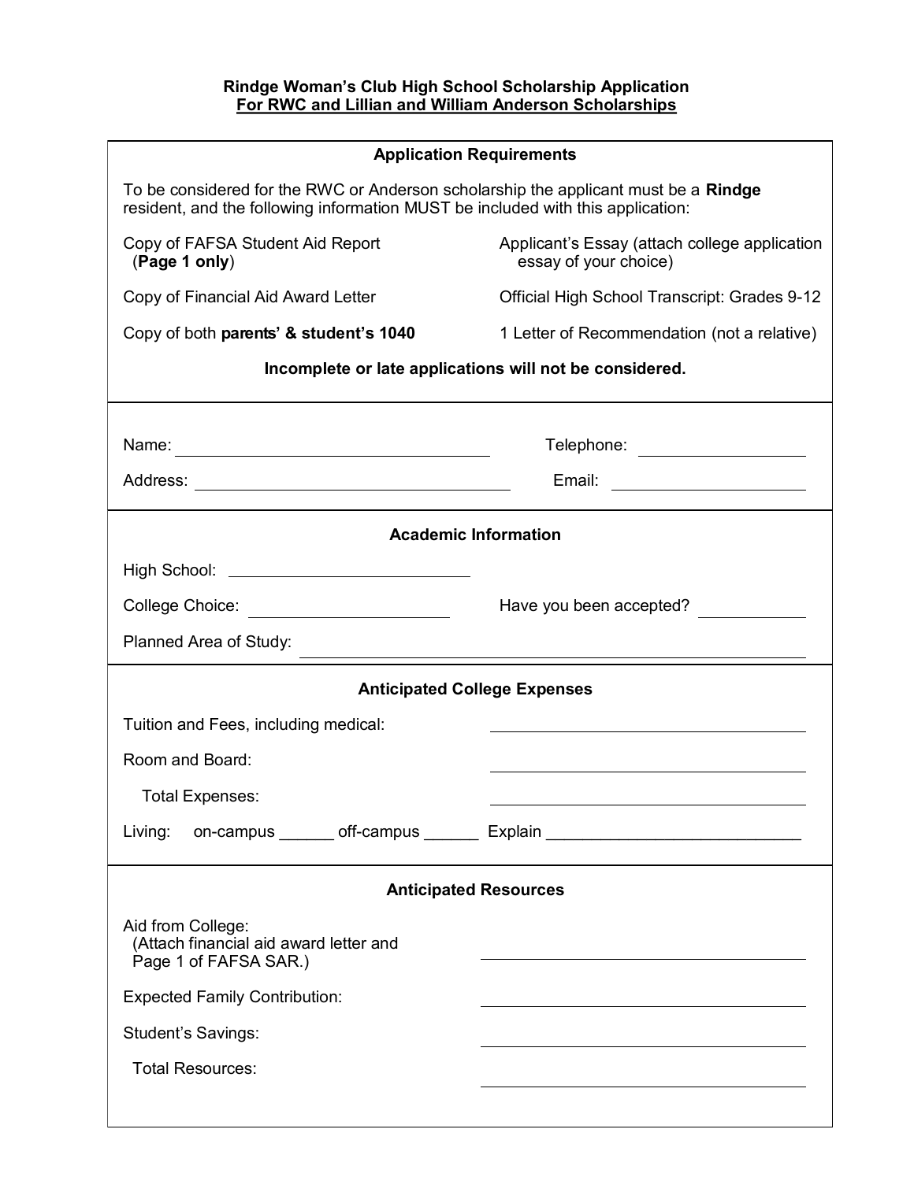# Rindge Woman's Club High School Scholarship Application
## For RWC and Lillian and William Anderson Scholarships

### Application Requirements

To be considered for the RWC or Anderson scholarship the applicant must be a **Rindge** resident, and the following information MUST be included with this application:

- Copy of FAFSA Student Aid Report (**Page 1 only**)
- Applicant's Essay (attach college application essay of your choice)
- Copy of Financial Aid Award Letter
- Official High School Transcript: Grades 9-12
- Copy of both **parents' & student's 1040**
- 1 Letter of Recommendation (not a relative)

**Incomplete or late applications will not be considered.**

Name: ______________________________ Telephone: ________________

Address: ______________________________ Email: ____________________

### Academic Information

High School: ________________________

College Choice: ____________________ Have you been accepted? __________

Planned Area of Study: ________________________________________________

### Anticipated College Expenses

Tuition and Fees, including medical: ______________________________

Room and Board: ______________________________

Total Expenses: ______________________________

Living: on-campus ______ off-campus ______ Explain ___________________________

### Anticipated Resources

Aid from College: (Attach financial aid award letter and Page 1 of FAFSA SAR.) ______________________________

Expected Family Contribution: ______________________________

Student's Savings: ______________________________

Total Resources: ______________________________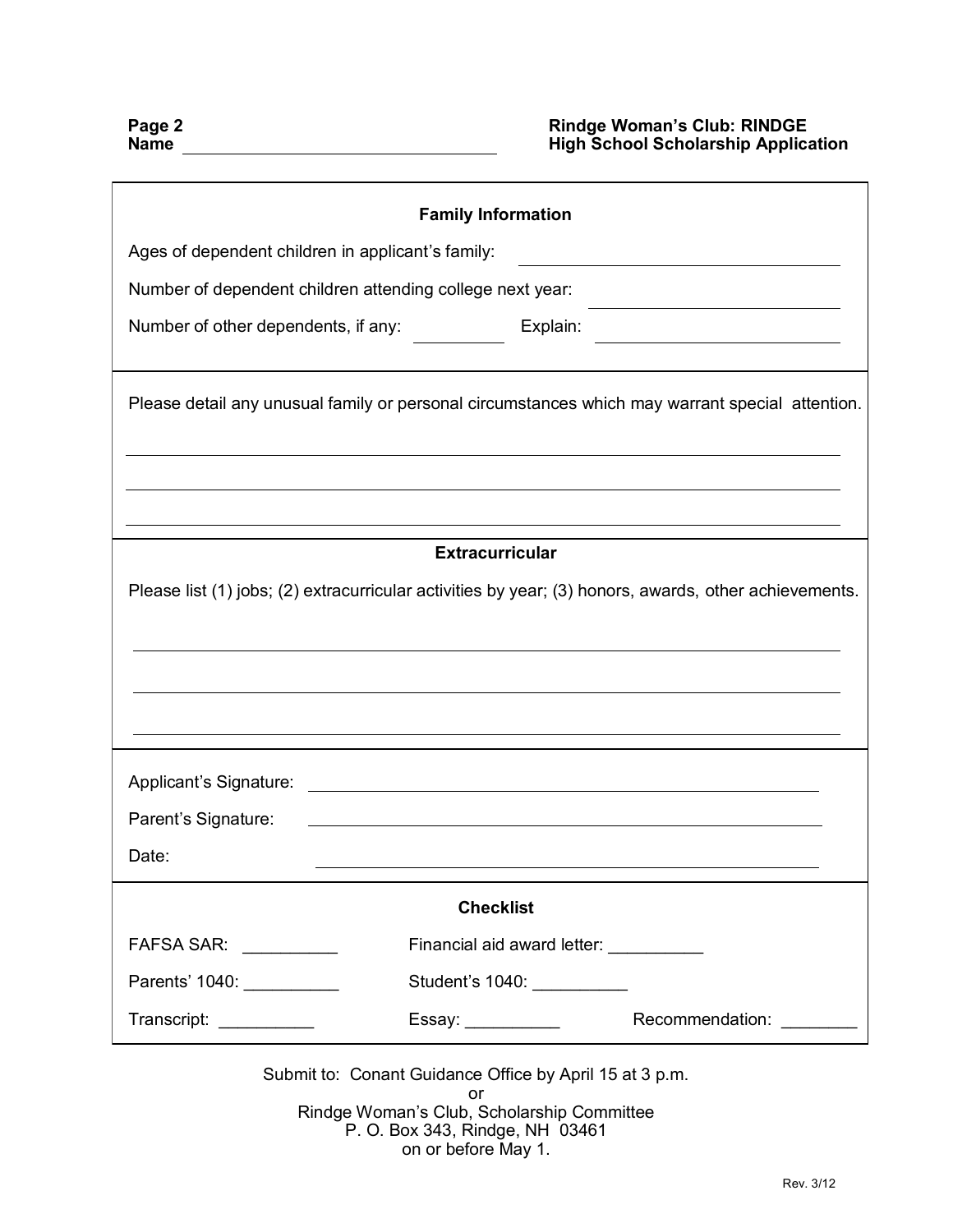**Name** ______________________________

**Rindge Woman's Club: RINDGE High School Scholarship Application**

## Family Information

Ages of dependent children in applicant's family: ______________________________

Number of dependent children attending college next year: ______________________________

Number of other dependents, if any: __________ Explain: ______________________________

Please detail any unusual family or personal circumstances which may warrant special attention.

______________________________________________________________________

______________________________________________________________________

______________________________________________________________________

## Extracurricular

Please list (1) jobs; (2) extracurricular activities by year; (3) honors, awards, other achievements.

______________________________________________________________________

______________________________________________________________________

______________________________________________________________________

Applicant's Signature: ______________________________________________

Parent's Signature: ______________________________________________

Date: ______________________________________________

## Checklist

FAFSA SAR: __________ Financial aid award letter: __________

Parents' 1040: __________ Student's 1040: __________

Transcript: __________ Essay: __________ Recommendation: ________

Submit to: Conant Guidance Office by April 15 at 3 p.m.
or
Rindge Woman's Club, Scholarship Committee
P. O. Box 343, Rindge, NH 03461
on or before May 1.

Rev. 3/12